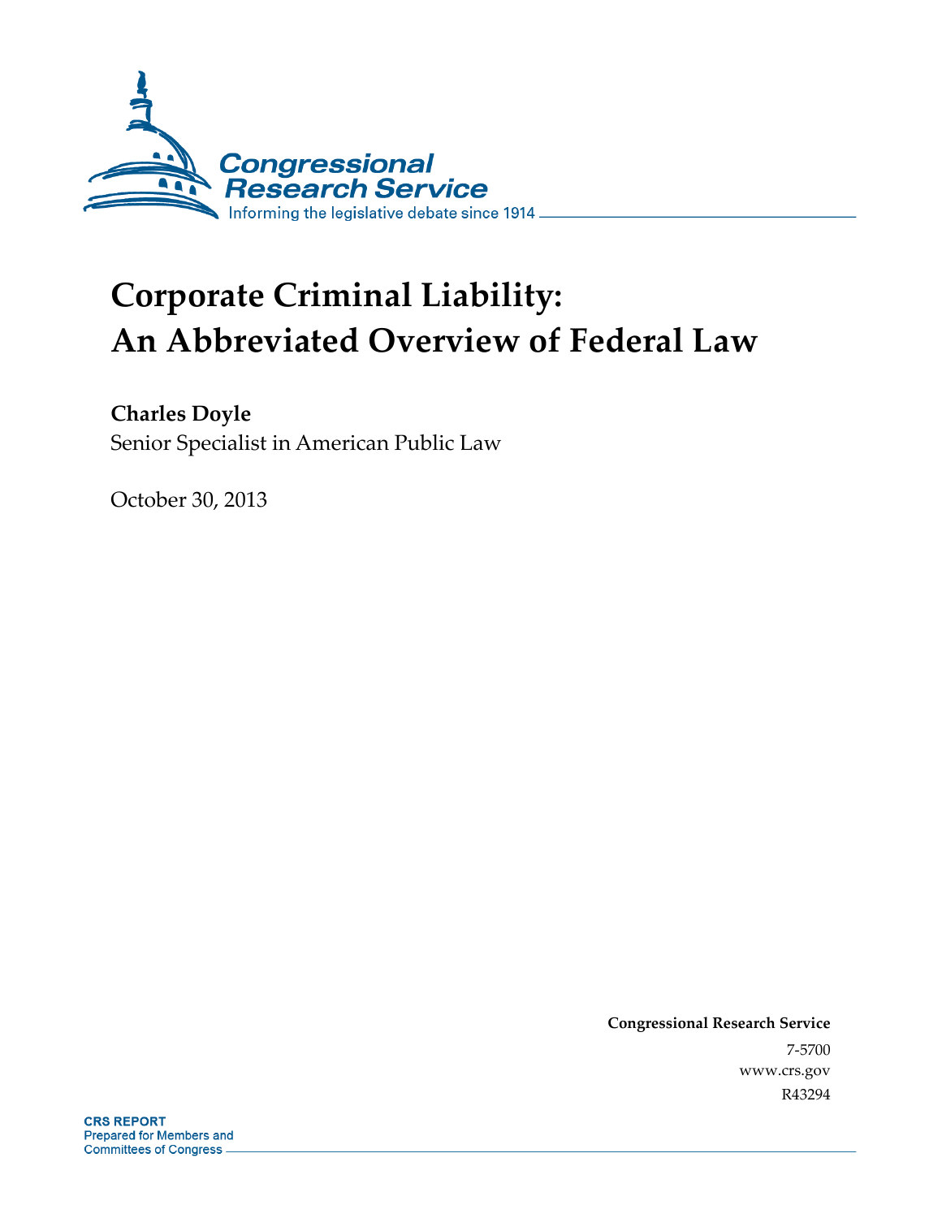Congressional Research Service

Informing the legislative debate since 1914

# Corporate Criminal Liability: An Abbreviated Overview of Federal Law

**Charles Doyle**

Senior Specialist in American Public Law

October 30, 2013

**Congressional Research Service**

7-5700

www.crs.gov

R43294

**CRS REPORT**

Prepared for Members and Committees of Congress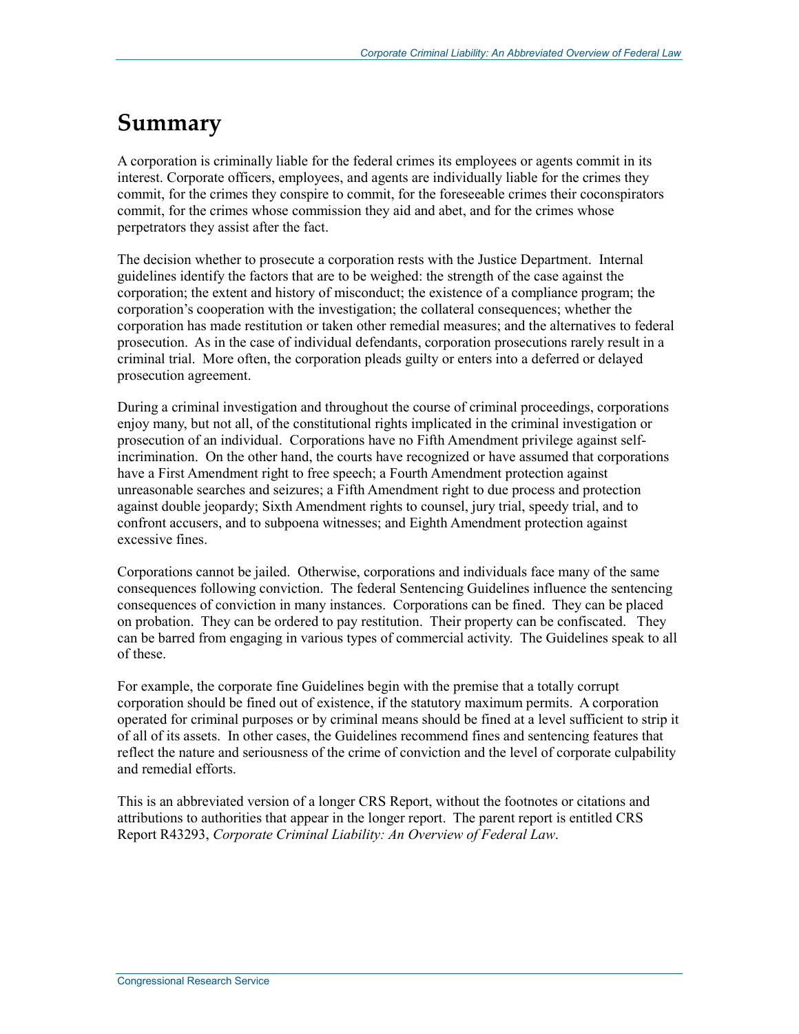# Summary

A corporation is criminally liable for the federal crimes its employees or agents commit in its interest. Corporate officers, employees, and agents are individually liable for the crimes they commit, for the crimes they conspire to commit, for the foreseeable crimes their coconspirators commit, for the crimes whose commission they aid and abet, and for the crimes whose perpetrators they assist after the fact.

The decision whether to prosecute a corporation rests with the Justice Department. Internal guidelines identify the factors that are to be weighed: the strength of the case against the corporation; the extent and history of misconduct; the existence of a compliance program; the corporation's cooperation with the investigation; the collateral consequences; whether the corporation has made restitution or taken other remedial measures; and the alternatives to federal prosecution. As in the case of individual defendants, corporation prosecutions rarely result in a criminal trial. More often, the corporation pleads guilty or enters into a deferred or delayed prosecution agreement.

During a criminal investigation and throughout the course of criminal proceedings, corporations enjoy many, but not all, of the constitutional rights implicated in the criminal investigation or prosecution of an individual. Corporations have no Fifth Amendment privilege against self-incrimination. On the other hand, the courts have recognized or have assumed that corporations have a First Amendment right to free speech; a Fourth Amendment protection against unreasonable searches and seizures; a Fifth Amendment right to due process and protection against double jeopardy; Sixth Amendment rights to counsel, jury trial, speedy trial, and to confront accusers, and to subpoena witnesses; and Eighth Amendment protection against excessive fines.

Corporations cannot be jailed. Otherwise, corporations and individuals face many of the same consequences following conviction. The federal Sentencing Guidelines influence the sentencing consequences of conviction in many instances. Corporations can be fined. They can be placed on probation. They can be ordered to pay restitution. Their property can be confiscated. They can be barred from engaging in various types of commercial activity. The Guidelines speak to all of these.

For example, the corporate fine Guidelines begin with the premise that a totally corrupt corporation should be fined out of existence, if the statutory maximum permits. A corporation operated for criminal purposes or by criminal means should be fined at a level sufficient to strip it of all of its assets. In other cases, the Guidelines recommend fines and sentencing features that reflect the nature and seriousness of the crime of conviction and the level of corporate culpability and remedial efforts.

This is an abbreviated version of a longer CRS Report, without the footnotes or citations and attributions to authorities that appear in the longer report. The parent report is entitled CRS Report R43293, *Corporate Criminal Liability: An Overview of Federal Law*.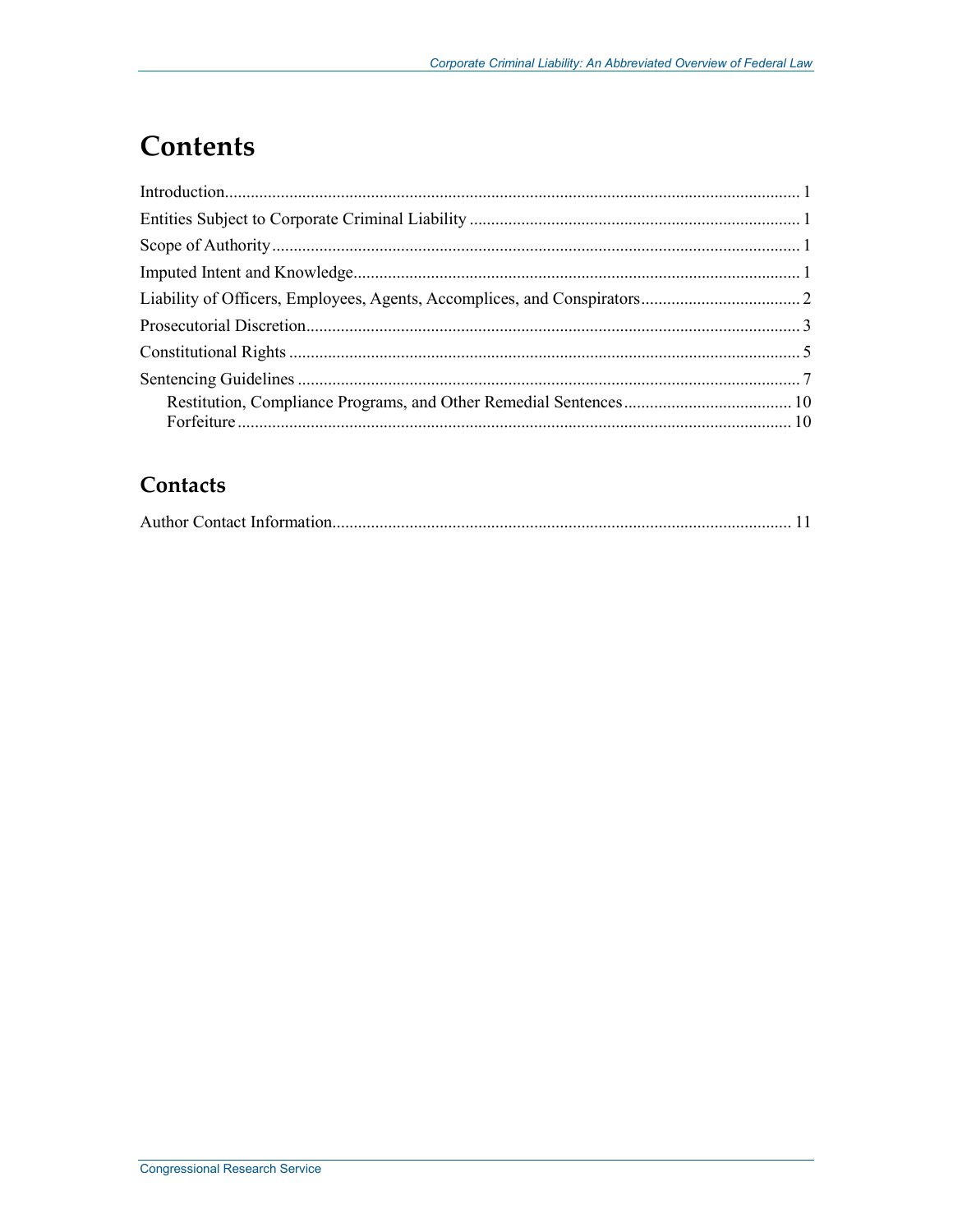# Contents

Introduction..................................................................................................................................... 1
Entities Subject to Corporate Criminal Liability ............................................................................ 1
Scope of Authority .......................................................................................................................... 1
Imputed Intent and Knowledge....................................................................................................... 1
Liability of Officers, Employees, Agents, Accomplices, and Conspirators..................................... 2
Prosecutorial Discretion.................................................................................................................. 3
Constitutional Rights ...................................................................................................................... 5
Sentencing Guidelines .................................................................................................................... 7
    Restitution, Compliance Programs, and Other Remedial Sentences....................................... 10
    Forfeiture ................................................................................................................................ 10

## Contacts

Author Contact Information.......................................................................................................... 11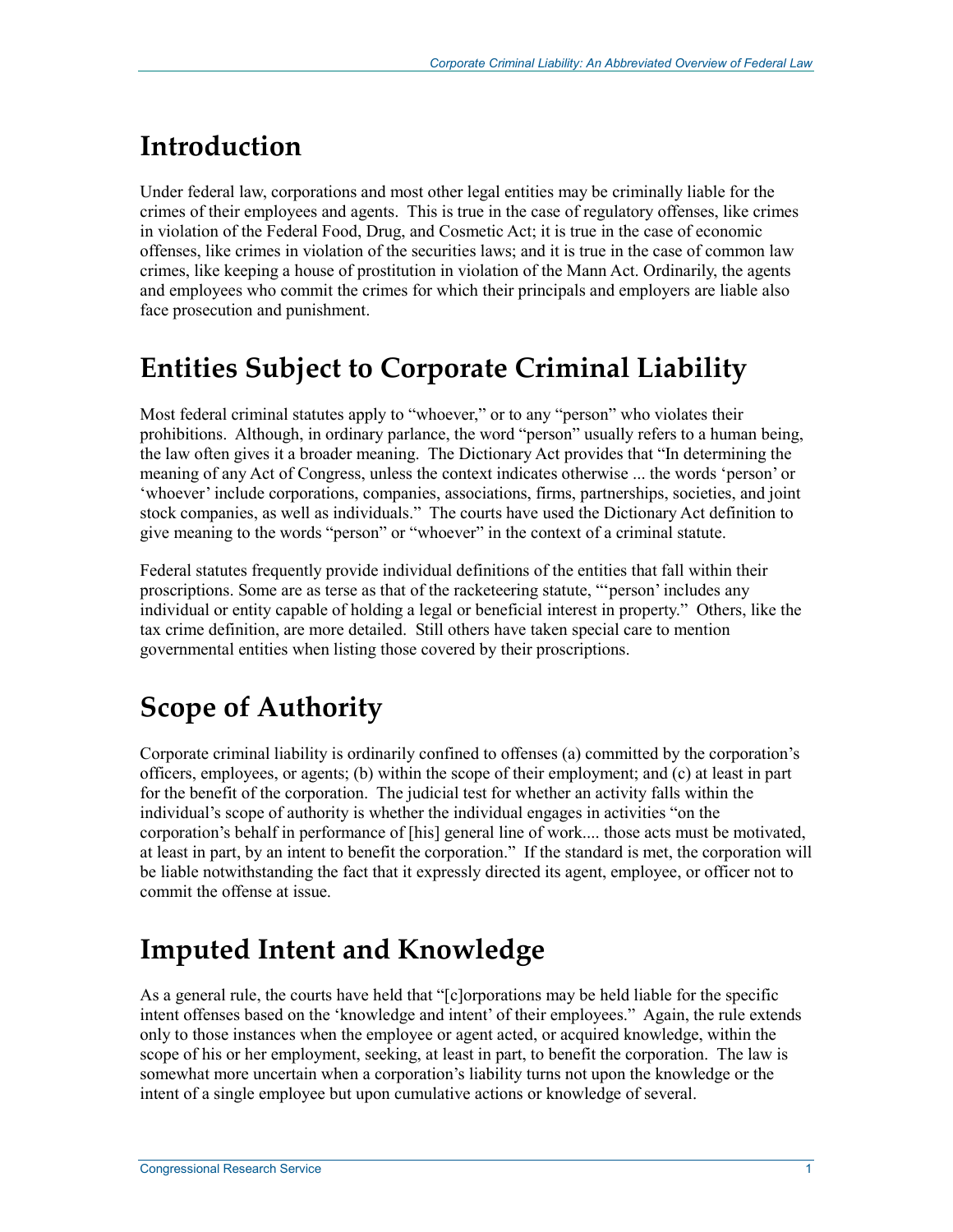# Introduction

Under federal law, corporations and most other legal entities may be criminally liable for the crimes of their employees and agents. This is true in the case of regulatory offenses, like crimes in violation of the Federal Food, Drug, and Cosmetic Act; it is true in the case of economic offenses, like crimes in violation of the securities laws; and it is true in the case of common law crimes, like keeping a house of prostitution in violation of the Mann Act. Ordinarily, the agents and employees who commit the crimes for which their principals and employers are liable also face prosecution and punishment.

# Entities Subject to Corporate Criminal Liability

Most federal criminal statutes apply to "whoever," or to any "person" who violates their prohibitions. Although, in ordinary parlance, the word "person" usually refers to a human being, the law often gives it a broader meaning. The Dictionary Act provides that "In determining the meaning of any Act of Congress, unless the context indicates otherwise ... the words 'person' or 'whoever' include corporations, companies, associations, firms, partnerships, societies, and joint stock companies, as well as individuals." The courts have used the Dictionary Act definition to give meaning to the words "person" or "whoever" in the context of a criminal statute.

Federal statutes frequently provide individual definitions of the entities that fall within their proscriptions. Some are as terse as that of the racketeering statute, "'person' includes any individual or entity capable of holding a legal or beneficial interest in property." Others, like the tax crime definition, are more detailed. Still others have taken special care to mention governmental entities when listing those covered by their proscriptions.

# Scope of Authority

Corporate criminal liability is ordinarily confined to offenses (a) committed by the corporation's officers, employees, or agents; (b) within the scope of their employment; and (c) at least in part for the benefit of the corporation. The judicial test for whether an activity falls within the individual's scope of authority is whether the individual engages in activities "on the corporation's behalf in performance of [his] general line of work.... those acts must be motivated, at least in part, by an intent to benefit the corporation." If the standard is met, the corporation will be liable notwithstanding the fact that it expressly directed its agent, employee, or officer not to commit the offense at issue.

# Imputed Intent and Knowledge

As a general rule, the courts have held that "[c]orporations may be held liable for the specific intent offenses based on the 'knowledge and intent' of their employees." Again, the rule extends only to those instances when the employee or agent acted, or acquired knowledge, within the scope of his or her employment, seeking, at least in part, to benefit the corporation. The law is somewhat more uncertain when a corporation's liability turns not upon the knowledge or the intent of a single employee but upon cumulative actions or knowledge of several.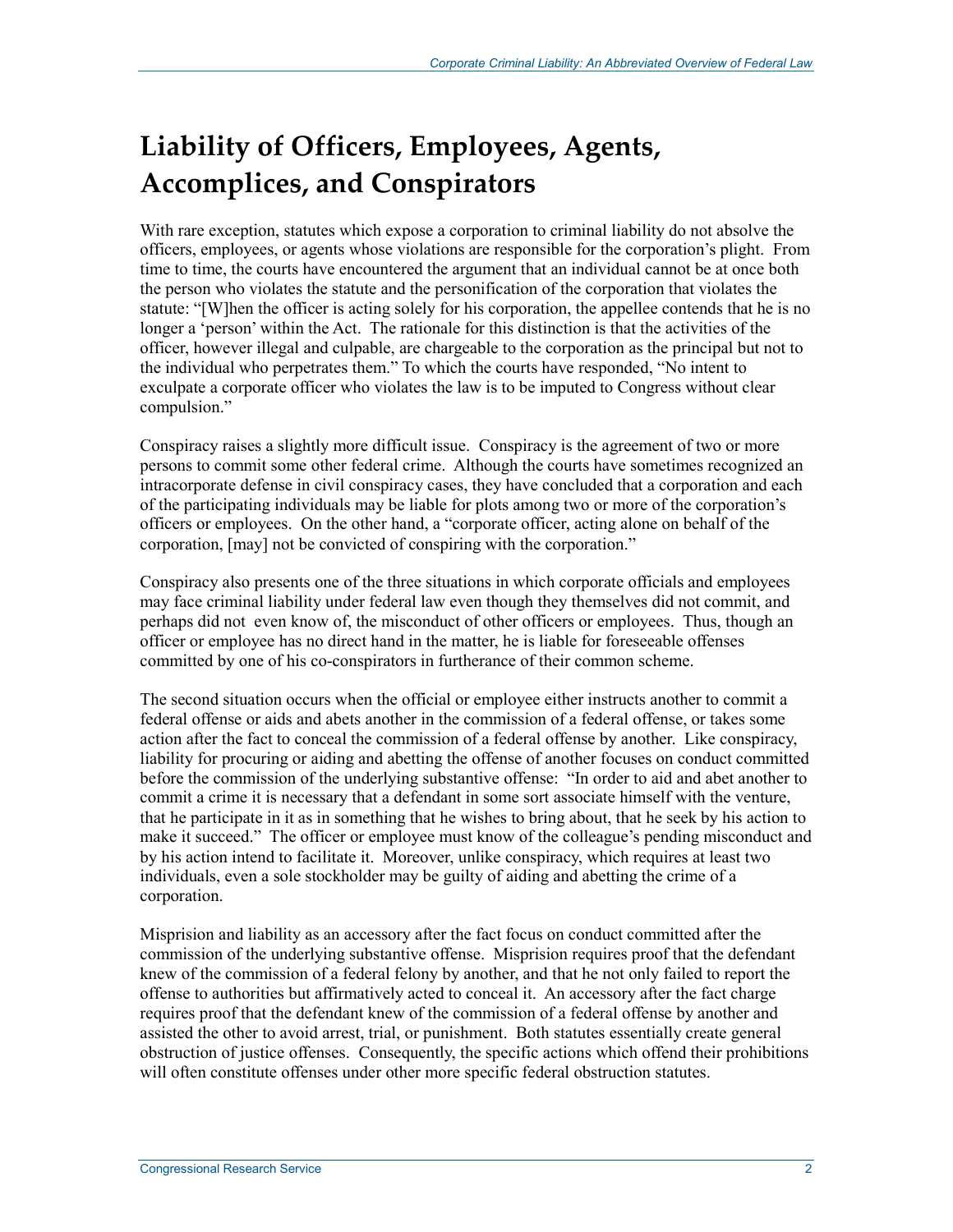# Liability of Officers, Employees, Agents, Accomplices, and Conspirators

With rare exception, statutes which expose a corporation to criminal liability do not absolve the officers, employees, or agents whose violations are responsible for the corporation's plight. From time to time, the courts have encountered the argument that an individual cannot be at once both the person who violates the statute and the personification of the corporation that violates the statute: "[W]hen the officer is acting solely for his corporation, the appellee contends that he is no longer a 'person' within the Act. The rationale for this distinction is that the activities of the officer, however illegal and culpable, are chargeable to the corporation as the principal but not to the individual who perpetrates them." To which the courts have responded, "No intent to exculpate a corporate officer who violates the law is to be imputed to Congress without clear compulsion."

Conspiracy raises a slightly more difficult issue. Conspiracy is the agreement of two or more persons to commit some other federal crime. Although the courts have sometimes recognized an intracorporate defense in civil conspiracy cases, they have concluded that a corporation and each of the participating individuals may be liable for plots among two or more of the corporation's officers or employees. On the other hand, a "corporate officer, acting alone on behalf of the corporation, [may] not be convicted of conspiring with the corporation."

Conspiracy also presents one of the three situations in which corporate officials and employees may face criminal liability under federal law even though they themselves did not commit, and perhaps did not even know of, the misconduct of other officers or employees. Thus, though an officer or employee has no direct hand in the matter, he is liable for foreseeable offenses committed by one of his co-conspirators in furtherance of their common scheme.

The second situation occurs when the official or employee either instructs another to commit a federal offense or aids and abets another in the commission of a federal offense, or takes some action after the fact to conceal the commission of a federal offense by another. Like conspiracy, liability for procuring or aiding and abetting the offense of another focuses on conduct committed before the commission of the underlying substantive offense: "In order to aid and abet another to commit a crime it is necessary that a defendant in some sort associate himself with the venture, that he participate in it as in something that he wishes to bring about, that he seek by his action to make it succeed." The officer or employee must know of the colleague's pending misconduct and by his action intend to facilitate it. Moreover, unlike conspiracy, which requires at least two individuals, even a sole stockholder may be guilty of aiding and abetting the crime of a corporation.

Misprision and liability as an accessory after the fact focus on conduct committed after the commission of the underlying substantive offense. Misprision requires proof that the defendant knew of the commission of a federal felony by another, and that he not only failed to report the offense to authorities but affirmatively acted to conceal it. An accessory after the fact charge requires proof that the defendant knew of the commission of a federal offense by another and assisted the other to avoid arrest, trial, or punishment. Both statutes essentially create general obstruction of justice offenses. Consequently, the specific actions which offend their prohibitions will often constitute offenses under other more specific federal obstruction statutes.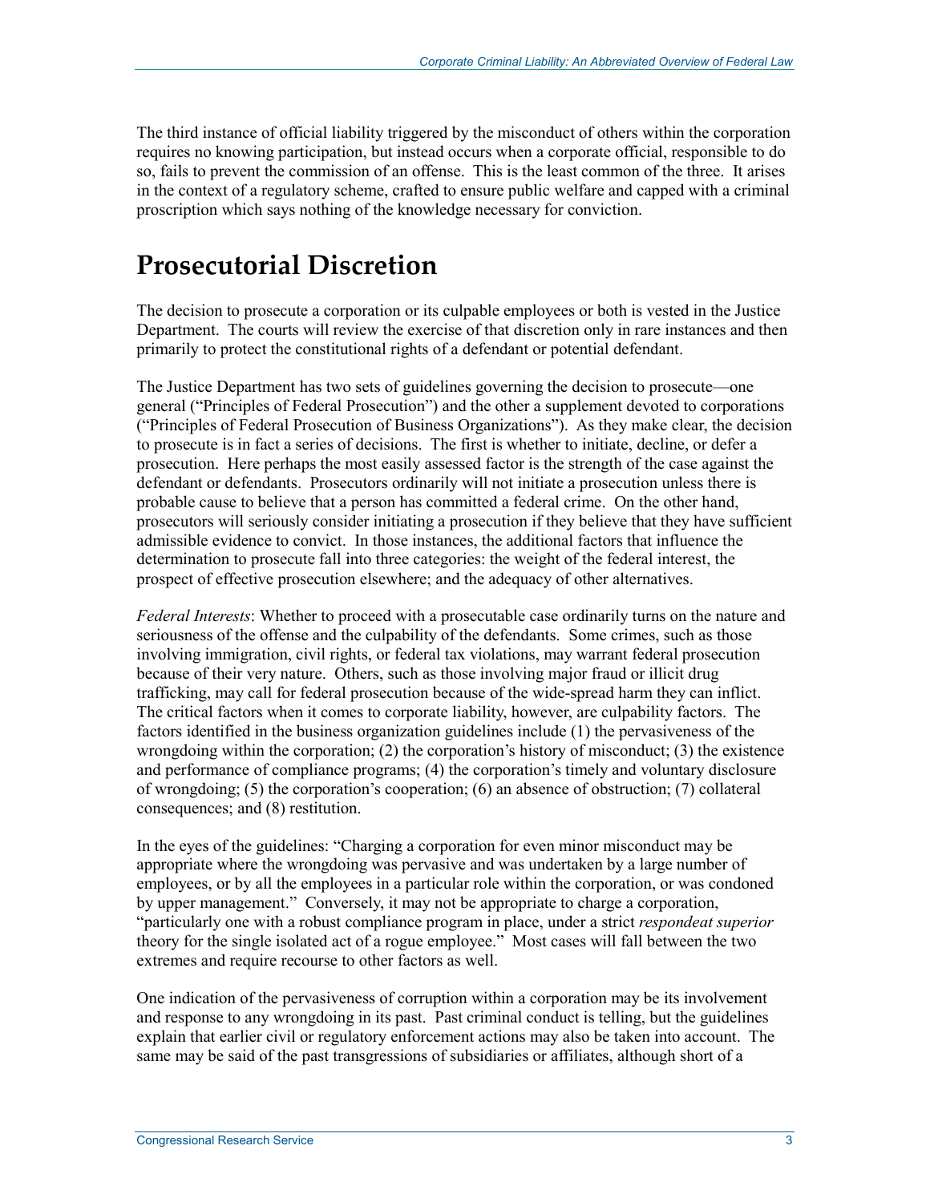The third instance of official liability triggered by the misconduct of others within the corporation requires no knowing participation, but instead occurs when a corporate official, responsible to do so, fails to prevent the commission of an offense. This is the least common of the three. It arises in the context of a regulatory scheme, crafted to ensure public welfare and capped with a criminal proscription which says nothing of the knowledge necessary for conviction.

# Prosecutorial Discretion

The decision to prosecute a corporation or its culpable employees or both is vested in the Justice Department. The courts will review the exercise of that discretion only in rare instances and then primarily to protect the constitutional rights of a defendant or potential defendant.

The Justice Department has two sets of guidelines governing the decision to prosecute—one general ("Principles of Federal Prosecution") and the other a supplement devoted to corporations ("Principles of Federal Prosecution of Business Organizations"). As they make clear, the decision to prosecute is in fact a series of decisions. The first is whether to initiate, decline, or defer a prosecution. Here perhaps the most easily assessed factor is the strength of the case against the defendant or defendants. Prosecutors ordinarily will not initiate a prosecution unless there is probable cause to believe that a person has committed a federal crime. On the other hand, prosecutors will seriously consider initiating a prosecution if they believe that they have sufficient admissible evidence to convict. In those instances, the additional factors that influence the determination to prosecute fall into three categories: the weight of the federal interest, the prospect of effective prosecution elsewhere; and the adequacy of other alternatives.

*Federal Interests*: Whether to proceed with a prosecutable case ordinarily turns on the nature and seriousness of the offense and the culpability of the defendants. Some crimes, such as those involving immigration, civil rights, or federal tax violations, may warrant federal prosecution because of their very nature. Others, such as those involving major fraud or illicit drug trafficking, may call for federal prosecution because of the wide-spread harm they can inflict. The critical factors when it comes to corporate liability, however, are culpability factors. The factors identified in the business organization guidelines include (1) the pervasiveness of the wrongdoing within the corporation; (2) the corporation's history of misconduct; (3) the existence and performance of compliance programs; (4) the corporation's timely and voluntary disclosure of wrongdoing; (5) the corporation's cooperation; (6) an absence of obstruction; (7) collateral consequences; and (8) restitution.

In the eyes of the guidelines: "Charging a corporation for even minor misconduct may be appropriate where the wrongdoing was pervasive and was undertaken by a large number of employees, or by all the employees in a particular role within the corporation, or was condoned by upper management." Conversely, it may not be appropriate to charge a corporation, "particularly one with a robust compliance program in place, under a strict *respondeat superior* theory for the single isolated act of a rogue employee." Most cases will fall between the two extremes and require recourse to other factors as well.

One indication of the pervasiveness of corruption within a corporation may be its involvement and response to any wrongdoing in its past. Past criminal conduct is telling, but the guidelines explain that earlier civil or regulatory enforcement actions may also be taken into account. The same may be said of the past transgressions of subsidiaries or affiliates, although short of a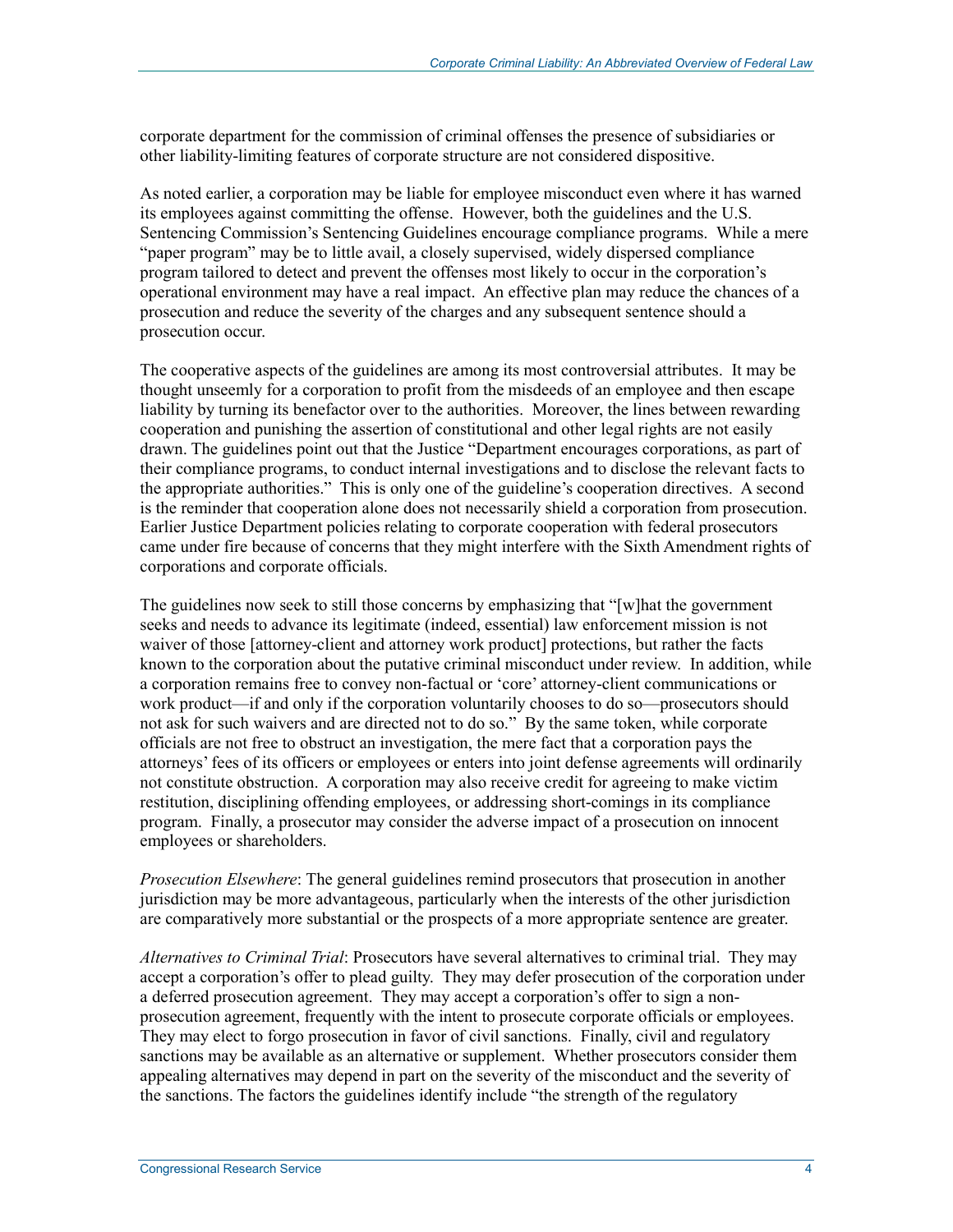corporate department for the commission of criminal offenses the presence of subsidiaries or other liability-limiting features of corporate structure are not considered dispositive.

As noted earlier, a corporation may be liable for employee misconduct even where it has warned its employees against committing the offense. However, both the guidelines and the U.S. Sentencing Commission's Sentencing Guidelines encourage compliance programs. While a mere "paper program" may be to little avail, a closely supervised, widely dispersed compliance program tailored to detect and prevent the offenses most likely to occur in the corporation's operational environment may have a real impact. An effective plan may reduce the chances of a prosecution and reduce the severity of the charges and any subsequent sentence should a prosecution occur.

The cooperative aspects of the guidelines are among its most controversial attributes. It may be thought unseemly for a corporation to profit from the misdeeds of an employee and then escape liability by turning its benefactor over to the authorities. Moreover, the lines between rewarding cooperation and punishing the assertion of constitutional and other legal rights are not easily drawn. The guidelines point out that the Justice "Department encourages corporations, as part of their compliance programs, to conduct internal investigations and to disclose the relevant facts to the appropriate authorities." This is only one of the guideline's cooperation directives. A second is the reminder that cooperation alone does not necessarily shield a corporation from prosecution. Earlier Justice Department policies relating to corporate cooperation with federal prosecutors came under fire because of concerns that they might interfere with the Sixth Amendment rights of corporations and corporate officials.

The guidelines now seek to still those concerns by emphasizing that "[w]hat the government seeks and needs to advance its legitimate (indeed, essential) law enforcement mission is not waiver of those [attorney-client and attorney work product] protections, but rather the facts known to the corporation about the putative criminal misconduct under review. In addition, while a corporation remains free to convey non-factual or 'core' attorney-client communications or work product—if and only if the corporation voluntarily chooses to do so—prosecutors should not ask for such waivers and are directed not to do so." By the same token, while corporate officials are not free to obstruct an investigation, the mere fact that a corporation pays the attorneys' fees of its officers or employees or enters into joint defense agreements will ordinarily not constitute obstruction. A corporation may also receive credit for agreeing to make victim restitution, disciplining offending employees, or addressing short-comings in its compliance program. Finally, a prosecutor may consider the adverse impact of a prosecution on innocent employees or shareholders.

*Prosecution Elsewhere*: The general guidelines remind prosecutors that prosecution in another jurisdiction may be more advantageous, particularly when the interests of the other jurisdiction are comparatively more substantial or the prospects of a more appropriate sentence are greater.

*Alternatives to Criminal Trial*: Prosecutors have several alternatives to criminal trial. They may accept a corporation's offer to plead guilty. They may defer prosecution of the corporation under a deferred prosecution agreement. They may accept a corporation's offer to sign a non-prosecution agreement, frequently with the intent to prosecute corporate officials or employees. They may elect to forgo prosecution in favor of civil sanctions. Finally, civil and regulatory sanctions may be available as an alternative or supplement. Whether prosecutors consider them appealing alternatives may depend in part on the severity of the misconduct and the severity of the sanctions. The factors the guidelines identify include "the strength of the regulatory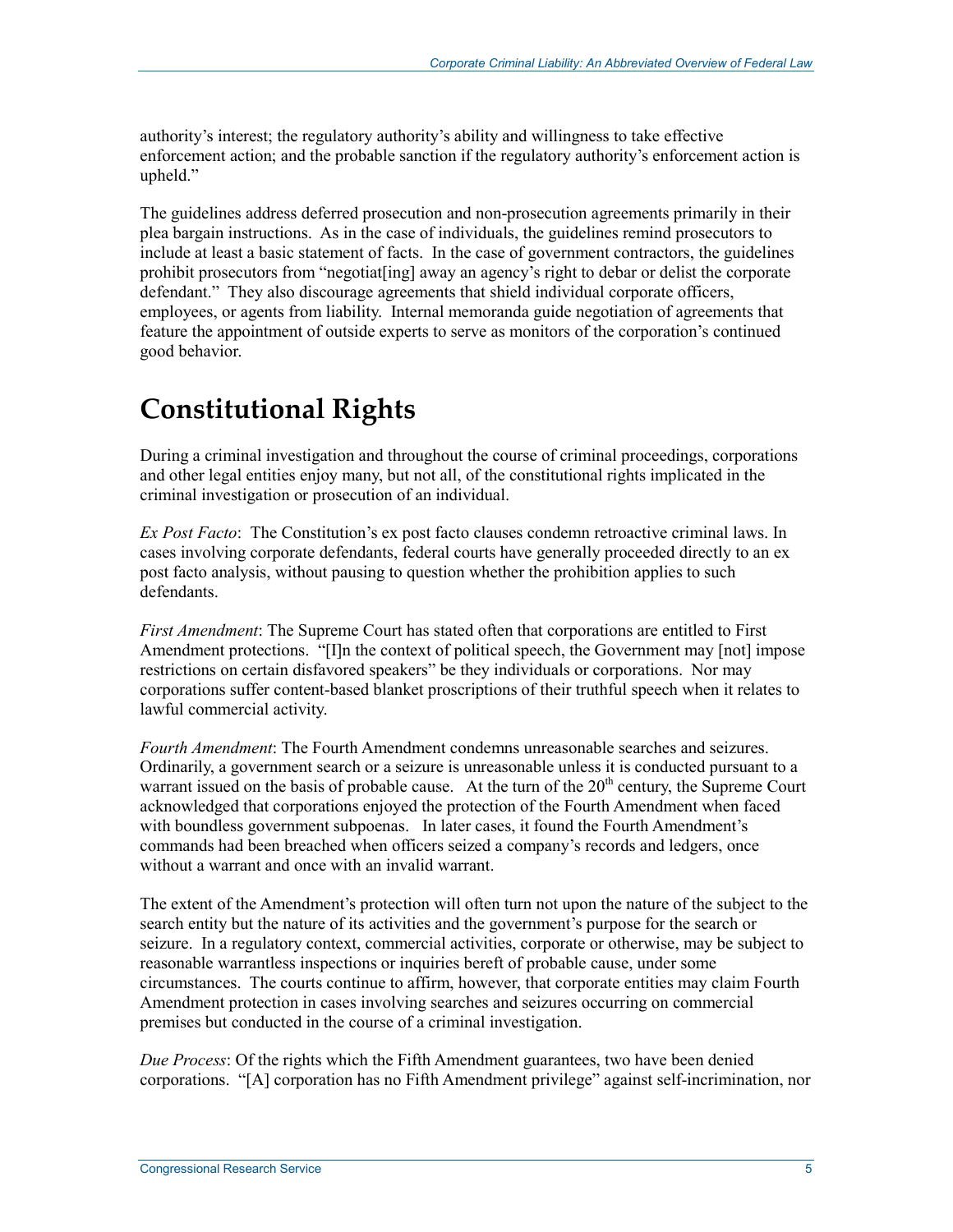authority's interest; the regulatory authority's ability and willingness to take effective enforcement action; and the probable sanction if the regulatory authority's enforcement action is upheld."

The guidelines address deferred prosecution and non-prosecution agreements primarily in their plea bargain instructions. As in the case of individuals, the guidelines remind prosecutors to include at least a basic statement of facts. In the case of government contractors, the guidelines prohibit prosecutors from "negotiat[ing] away an agency's right to debar or delist the corporate defendant." They also discourage agreements that shield individual corporate officers, employees, or agents from liability. Internal memoranda guide negotiation of agreements that feature the appointment of outside experts to serve as monitors of the corporation's continued good behavior.

# Constitutional Rights

During a criminal investigation and throughout the course of criminal proceedings, corporations and other legal entities enjoy many, but not all, of the constitutional rights implicated in the criminal investigation or prosecution of an individual.

*Ex Post Facto*: The Constitution's ex post facto clauses condemn retroactive criminal laws. In cases involving corporate defendants, federal courts have generally proceeded directly to an ex post facto analysis, without pausing to question whether the prohibition applies to such defendants.

*First Amendment*: The Supreme Court has stated often that corporations are entitled to First Amendment protections. "[I]n the context of political speech, the Government may [not] impose restrictions on certain disfavored speakers" be they individuals or corporations. Nor may corporations suffer content-based blanket proscriptions of their truthful speech when it relates to lawful commercial activity.

*Fourth Amendment*: The Fourth Amendment condemns unreasonable searches and seizures. Ordinarily, a government search or a seizure is unreasonable unless it is conducted pursuant to a warrant issued on the basis of probable cause. At the turn of the 20th century, the Supreme Court acknowledged that corporations enjoyed the protection of the Fourth Amendment when faced with boundless government subpoenas. In later cases, it found the Fourth Amendment's commands had been breached when officers seized a company's records and ledgers, once without a warrant and once with an invalid warrant.

The extent of the Amendment's protection will often turn not upon the nature of the subject to the search entity but the nature of its activities and the government's purpose for the search or seizure. In a regulatory context, commercial activities, corporate or otherwise, may be subject to reasonable warrantless inspections or inquiries bereft of probable cause, under some circumstances. The courts continue to affirm, however, that corporate entities may claim Fourth Amendment protection in cases involving searches and seizures occurring on commercial premises but conducted in the course of a criminal investigation.

*Due Process*: Of the rights which the Fifth Amendment guarantees, two have been denied corporations. "[A] corporation has no Fifth Amendment privilege" against self-incrimination, nor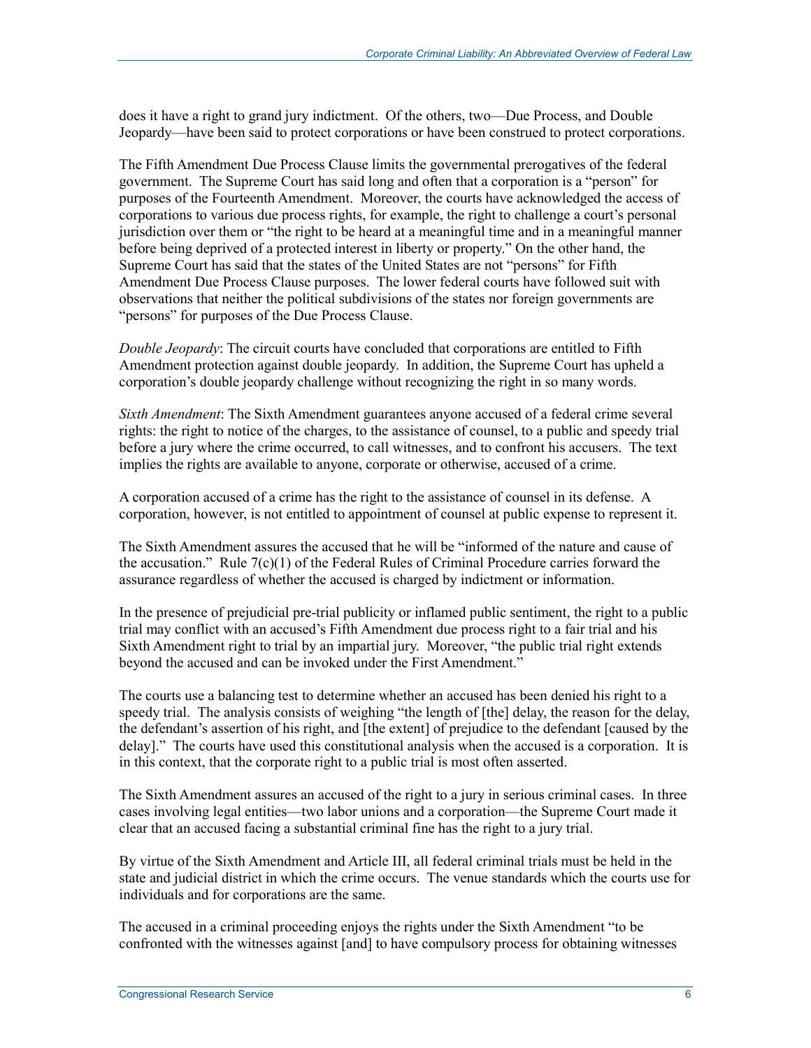does it have a right to grand jury indictment. Of the others, two—Due Process, and Double Jeopardy—have been said to protect corporations or have been construed to protect corporations.

The Fifth Amendment Due Process Clause limits the governmental prerogatives of the federal government. The Supreme Court has said long and often that a corporation is a "person" for purposes of the Fourteenth Amendment. Moreover, the courts have acknowledged the access of corporations to various due process rights, for example, the right to challenge a court's personal jurisdiction over them or "the right to be heard at a meaningful time and in a meaningful manner before being deprived of a protected interest in liberty or property." On the other hand, the Supreme Court has said that the states of the United States are not "persons" for Fifth Amendment Due Process Clause purposes. The lower federal courts have followed suit with observations that neither the political subdivisions of the states nor foreign governments are "persons" for purposes of the Due Process Clause.

*Double Jeopardy*: The circuit courts have concluded that corporations are entitled to Fifth Amendment protection against double jeopardy. In addition, the Supreme Court has upheld a corporation's double jeopardy challenge without recognizing the right in so many words.

*Sixth Amendment*: The Sixth Amendment guarantees anyone accused of a federal crime several rights: the right to notice of the charges, to the assistance of counsel, to a public and speedy trial before a jury where the crime occurred, to call witnesses, and to confront his accusers. The text implies the rights are available to anyone, corporate or otherwise, accused of a crime.

A corporation accused of a crime has the right to the assistance of counsel in its defense. A corporation, however, is not entitled to appointment of counsel at public expense to represent it.

The Sixth Amendment assures the accused that he will be "informed of the nature and cause of the accusation." Rule 7(c)(1) of the Federal Rules of Criminal Procedure carries forward the assurance regardless of whether the accused is charged by indictment or information.

In the presence of prejudicial pre-trial publicity or inflamed public sentiment, the right to a public trial may conflict with an accused's Fifth Amendment due process right to a fair trial and his Sixth Amendment right to trial by an impartial jury. Moreover, "the public trial right extends beyond the accused and can be invoked under the First Amendment."

The courts use a balancing test to determine whether an accused has been denied his right to a speedy trial. The analysis consists of weighing "the length of [the] delay, the reason for the delay, the defendant's assertion of his right, and [the extent] of prejudice to the defendant [caused by the delay]." The courts have used this constitutional analysis when the accused is a corporation. It is in this context, that the corporate right to a public trial is most often asserted.

The Sixth Amendment assures an accused of the right to a jury in serious criminal cases. In three cases involving legal entities—two labor unions and a corporation—the Supreme Court made it clear that an accused facing a substantial criminal fine has the right to a jury trial.

By virtue of the Sixth Amendment and Article III, all federal criminal trials must be held in the state and judicial district in which the crime occurs. The venue standards which the courts use for individuals and for corporations are the same.

The accused in a criminal proceeding enjoys the rights under the Sixth Amendment "to be confronted with the witnesses against [and] to have compulsory process for obtaining witnesses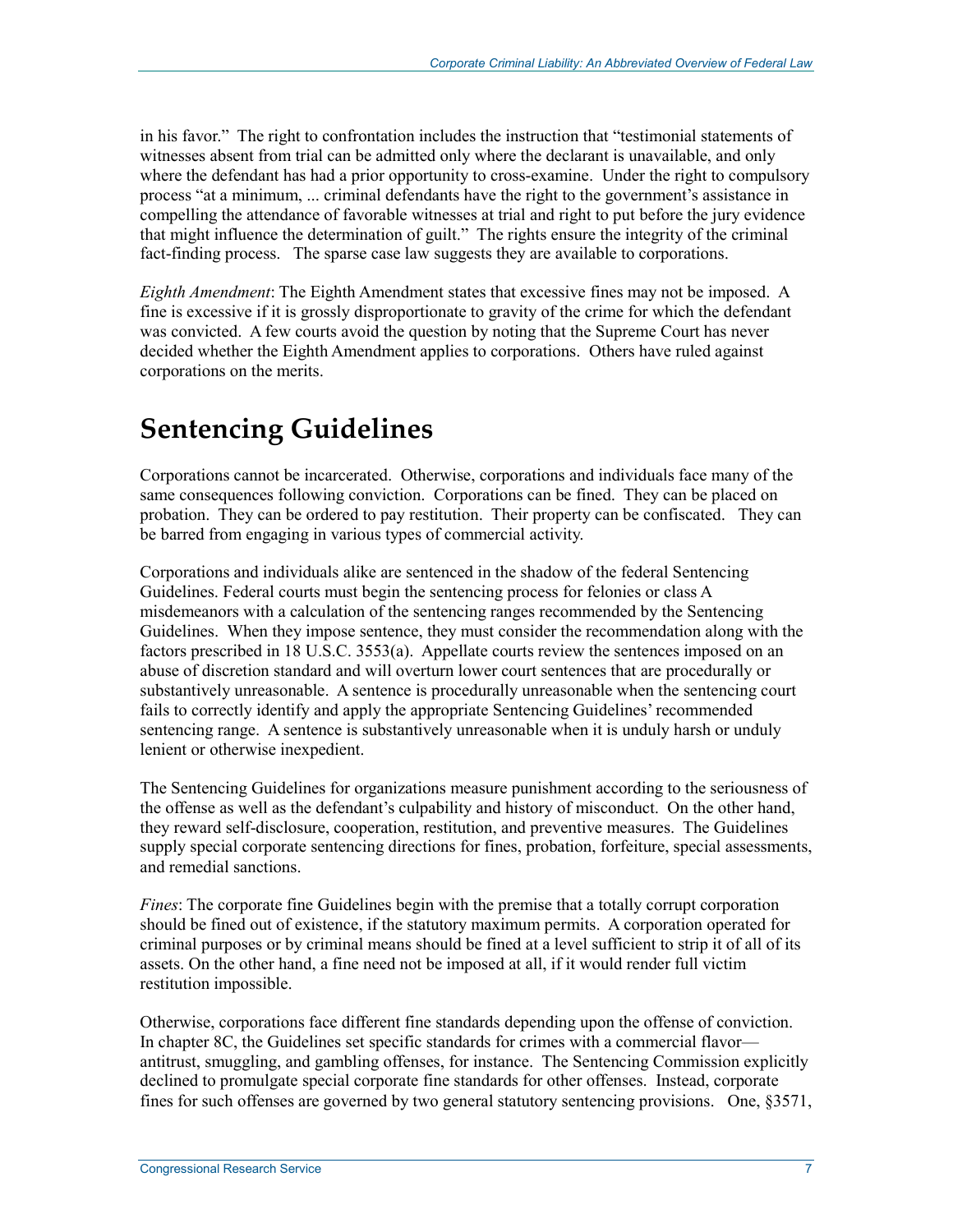in his favor." The right to confrontation includes the instruction that "testimonial statements of witnesses absent from trial can be admitted only where the declarant is unavailable, and only where the defendant has had a prior opportunity to cross-examine. Under the right to compulsory process "at a minimum, ... criminal defendants have the right to the government's assistance in compelling the attendance of favorable witnesses at trial and right to put before the jury evidence that might influence the determination of guilt." The rights ensure the integrity of the criminal fact-finding process. The sparse case law suggests they are available to corporations.

*Eighth Amendment*: The Eighth Amendment states that excessive fines may not be imposed. A fine is excessive if it is grossly disproportionate to gravity of the crime for which the defendant was convicted. A few courts avoid the question by noting that the Supreme Court has never decided whether the Eighth Amendment applies to corporations. Others have ruled against corporations on the merits.

# Sentencing Guidelines

Corporations cannot be incarcerated. Otherwise, corporations and individuals face many of the same consequences following conviction. Corporations can be fined. They can be placed on probation. They can be ordered to pay restitution. Their property can be confiscated. They can be barred from engaging in various types of commercial activity.

Corporations and individuals alike are sentenced in the shadow of the federal Sentencing Guidelines. Federal courts must begin the sentencing process for felonies or class A misdemeanors with a calculation of the sentencing ranges recommended by the Sentencing Guidelines. When they impose sentence, they must consider the recommendation along with the factors prescribed in 18 U.S.C. 3553(a). Appellate courts review the sentences imposed on an abuse of discretion standard and will overturn lower court sentences that are procedurally or substantively unreasonable. A sentence is procedurally unreasonable when the sentencing court fails to correctly identify and apply the appropriate Sentencing Guidelines' recommended sentencing range. A sentence is substantively unreasonable when it is unduly harsh or unduly lenient or otherwise inexpedient.

The Sentencing Guidelines for organizations measure punishment according to the seriousness of the offense as well as the defendant's culpability and history of misconduct. On the other hand, they reward self-disclosure, cooperation, restitution, and preventive measures. The Guidelines supply special corporate sentencing directions for fines, probation, forfeiture, special assessments, and remedial sanctions.

*Fines*: The corporate fine Guidelines begin with the premise that a totally corrupt corporation should be fined out of existence, if the statutory maximum permits. A corporation operated for criminal purposes or by criminal means should be fined at a level sufficient to strip it of all of its assets. On the other hand, a fine need not be imposed at all, if it would render full victim restitution impossible.

Otherwise, corporations face different fine standards depending upon the offense of conviction. In chapter 8C, the Guidelines set specific standards for crimes with a commercial flavor—antitrust, smuggling, and gambling offenses, for instance. The Sentencing Commission explicitly declined to promulgate special corporate fine standards for other offenses. Instead, corporate fines for such offenses are governed by two general statutory sentencing provisions. One, §3571,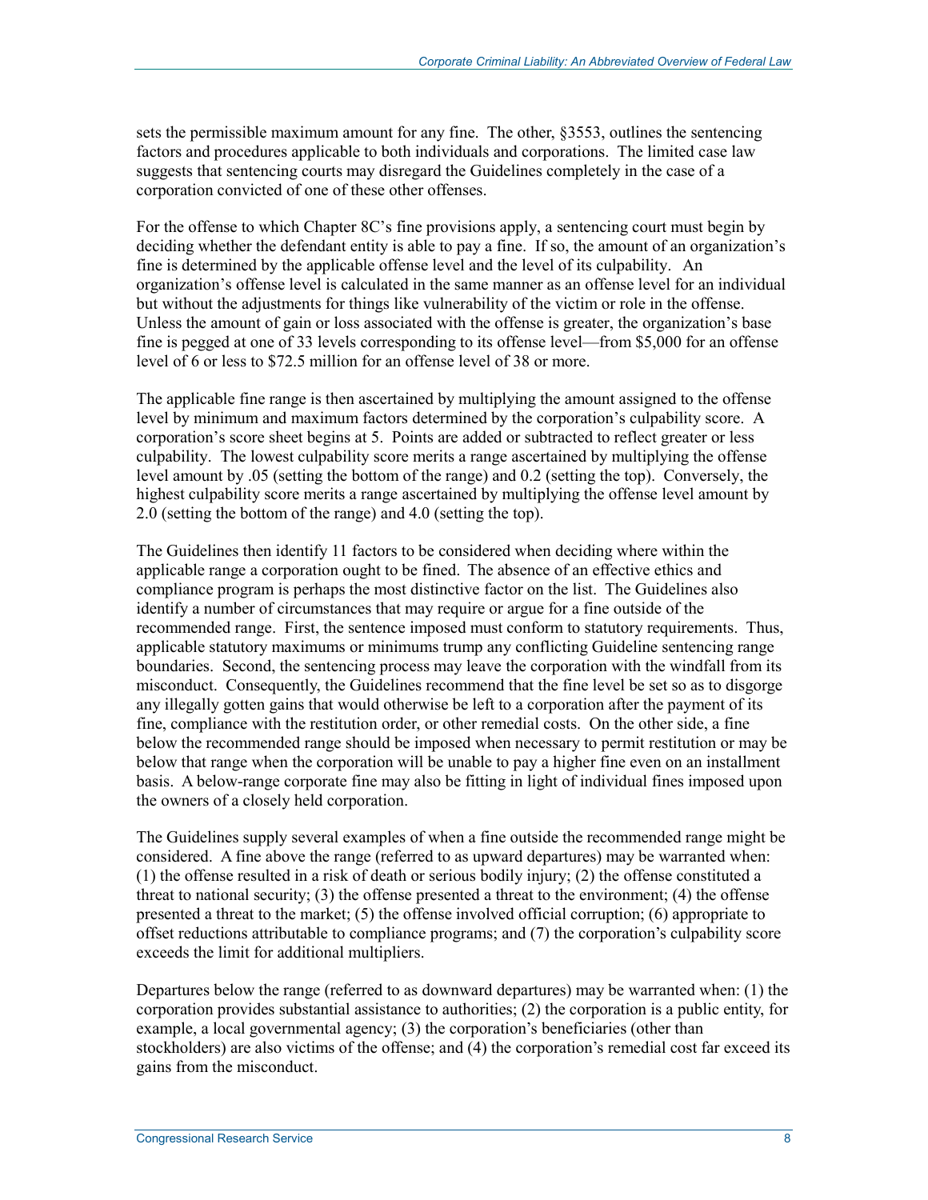sets the permissible maximum amount for any fine. The other, §3553, outlines the sentencing factors and procedures applicable to both individuals and corporations. The limited case law suggests that sentencing courts may disregard the Guidelines completely in the case of a corporation convicted of one of these other offenses.

For the offense to which Chapter 8C's fine provisions apply, a sentencing court must begin by deciding whether the defendant entity is able to pay a fine. If so, the amount of an organization's fine is determined by the applicable offense level and the level of its culpability. An organization's offense level is calculated in the same manner as an offense level for an individual but without the adjustments for things like vulnerability of the victim or role in the offense. Unless the amount of gain or loss associated with the offense is greater, the organization's base fine is pegged at one of 33 levels corresponding to its offense level—from $5,000 for an offense level of 6 or less to $72.5 million for an offense level of 38 or more.

The applicable fine range is then ascertained by multiplying the amount assigned to the offense level by minimum and maximum factors determined by the corporation's culpability score. A corporation's score sheet begins at 5. Points are added or subtracted to reflect greater or less culpability. The lowest culpability score merits a range ascertained by multiplying the offense level amount by .05 (setting the bottom of the range) and 0.2 (setting the top). Conversely, the highest culpability score merits a range ascertained by multiplying the offense level amount by 2.0 (setting the bottom of the range) and 4.0 (setting the top).

The Guidelines then identify 11 factors to be considered when deciding where within the applicable range a corporation ought to be fined. The absence of an effective ethics and compliance program is perhaps the most distinctive factor on the list. The Guidelines also identify a number of circumstances that may require or argue for a fine outside of the recommended range. First, the sentence imposed must conform to statutory requirements. Thus, applicable statutory maximums or minimums trump any conflicting Guideline sentencing range boundaries. Second, the sentencing process may leave the corporation with the windfall from its misconduct. Consequently, the Guidelines recommend that the fine level be set so as to disgorge any illegally gotten gains that would otherwise be left to a corporation after the payment of its fine, compliance with the restitution order, or other remedial costs. On the other side, a fine below the recommended range should be imposed when necessary to permit restitution or may be below that range when the corporation will be unable to pay a higher fine even on an installment basis. A below-range corporate fine may also be fitting in light of individual fines imposed upon the owners of a closely held corporation.

The Guidelines supply several examples of when a fine outside the recommended range might be considered. A fine above the range (referred to as upward departures) may be warranted when: (1) the offense resulted in a risk of death or serious bodily injury; (2) the offense constituted a threat to national security; (3) the offense presented a threat to the environment; (4) the offense presented a threat to the market; (5) the offense involved official corruption; (6) appropriate to offset reductions attributable to compliance programs; and (7) the corporation's culpability score exceeds the limit for additional multipliers.

Departures below the range (referred to as downward departures) may be warranted when: (1) the corporation provides substantial assistance to authorities; (2) the corporation is a public entity, for example, a local governmental agency; (3) the corporation's beneficiaries (other than stockholders) are also victims of the offense; and (4) the corporation's remedial cost far exceed its gains from the misconduct.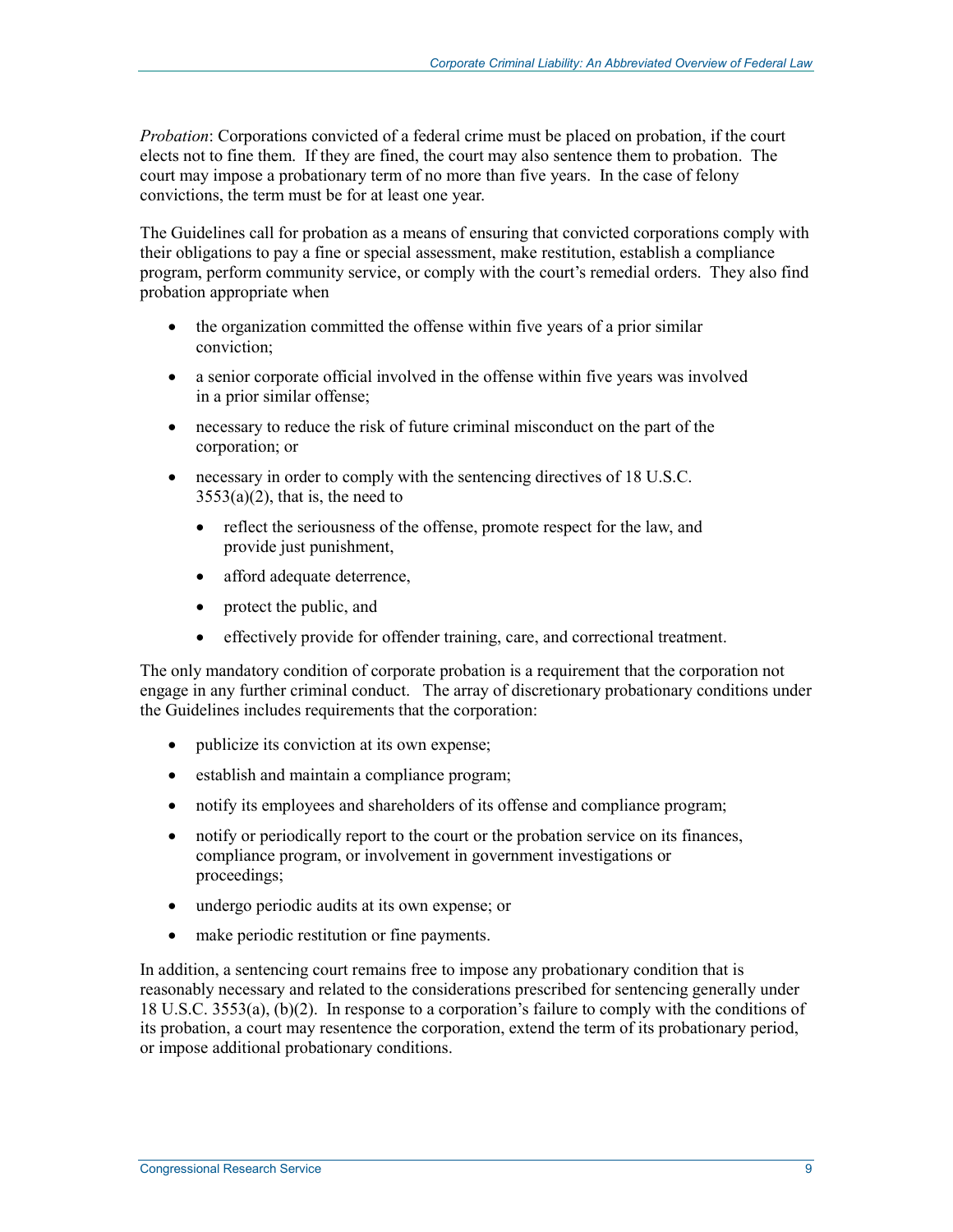*Probation*: Corporations convicted of a federal crime must be placed on probation, if the court elects not to fine them. If they are fined, the court may also sentence them to probation. The court may impose a probationary term of no more than five years. In the case of felony convictions, the term must be for at least one year.

The Guidelines call for probation as a means of ensuring that convicted corporations comply with their obligations to pay a fine or special assessment, make restitution, establish a compliance program, perform community service, or comply with the court's remedial orders. They also find probation appropriate when

- the organization committed the offense within five years of a prior similar conviction;
- a senior corporate official involved in the offense within five years was involved in a prior similar offense;
- necessary to reduce the risk of future criminal misconduct on the part of the corporation; or
- necessary in order to comply with the sentencing directives of 18 U.S.C. 3553(a)(2), that is, the need to
  - reflect the seriousness of the offense, promote respect for the law, and provide just punishment,
  - afford adequate deterrence,
  - protect the public, and
  - effectively provide for offender training, care, and correctional treatment.

The only mandatory condition of corporate probation is a requirement that the corporation not engage in any further criminal conduct. The array of discretionary probationary conditions under the Guidelines includes requirements that the corporation:

- publicize its conviction at its own expense;
- establish and maintain a compliance program;
- notify its employees and shareholders of its offense and compliance program;
- notify or periodically report to the court or the probation service on its finances, compliance program, or involvement in government investigations or proceedings;
- undergo periodic audits at its own expense; or
- make periodic restitution or fine payments.

In addition, a sentencing court remains free to impose any probationary condition that is reasonably necessary and related to the considerations prescribed for sentencing generally under 18 U.S.C. 3553(a), (b)(2). In response to a corporation's failure to comply with the conditions of its probation, a court may resentence the corporation, extend the term of its probationary period, or impose additional probationary conditions.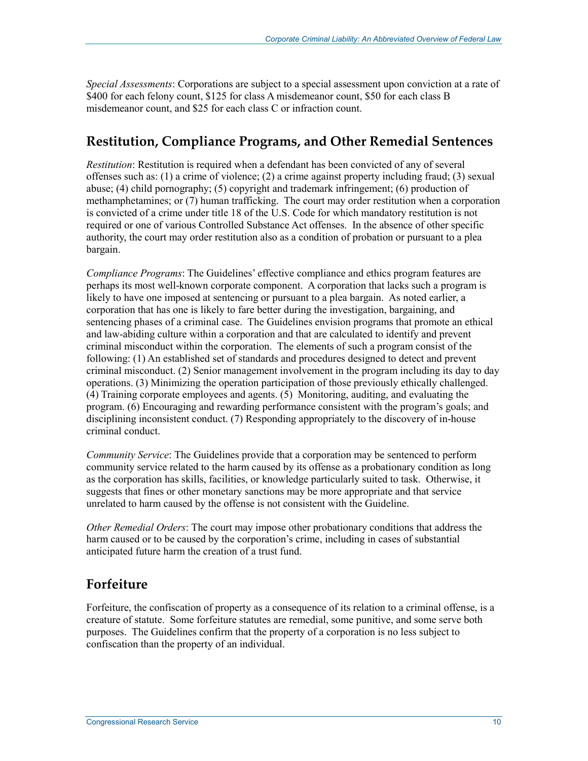*Special Assessments*: Corporations are subject to a special assessment upon conviction at a rate of $400 for each felony count, $125 for class A misdemeanor count, $50 for each class B misdemeanor count, and $25 for each class C or infraction count.

## Restitution, Compliance Programs, and Other Remedial Sentences

*Restitution*: Restitution is required when a defendant has been convicted of any of several offenses such as: (1) a crime of violence; (2) a crime against property including fraud; (3) sexual abuse; (4) child pornography; (5) copyright and trademark infringement; (6) production of methamphetamines; or (7) human trafficking. The court may order restitution when a corporation is convicted of a crime under title 18 of the U.S. Code for which mandatory restitution is not required or one of various Controlled Substance Act offenses. In the absence of other specific authority, the court may order restitution also as a condition of probation or pursuant to a plea bargain.

*Compliance Programs*: The Guidelines' effective compliance and ethics program features are perhaps its most well-known corporate component. A corporation that lacks such a program is likely to have one imposed at sentencing or pursuant to a plea bargain. As noted earlier, a corporation that has one is likely to fare better during the investigation, bargaining, and sentencing phases of a criminal case. The Guidelines envision programs that promote an ethical and law-abiding culture within a corporation and that are calculated to identify and prevent criminal misconduct within the corporation. The elements of such a program consist of the following: (1) An established set of standards and procedures designed to detect and prevent criminal misconduct. (2) Senior management involvement in the program including its day to day operations. (3) Minimizing the operation participation of those previously ethically challenged. (4) Training corporate employees and agents. (5) Monitoring, auditing, and evaluating the program. (6) Encouraging and rewarding performance consistent with the program's goals; and disciplining inconsistent conduct. (7) Responding appropriately to the discovery of in-house criminal conduct.

*Community Service*: The Guidelines provide that a corporation may be sentenced to perform community service related to the harm caused by its offense as a probationary condition as long as the corporation has skills, facilities, or knowledge particularly suited to task. Otherwise, it suggests that fines or other monetary sanctions may be more appropriate and that service unrelated to harm caused by the offense is not consistent with the Guideline.

*Other Remedial Orders*: The court may impose other probationary conditions that address the harm caused or to be caused by the corporation's crime, including in cases of substantial anticipated future harm the creation of a trust fund.

## Forfeiture

Forfeiture, the confiscation of property as a consequence of its relation to a criminal offense, is a creature of statute. Some forfeiture statutes are remedial, some punitive, and some serve both purposes. The Guidelines confirm that the property of a corporation is no less subject to confiscation than the property of an individual.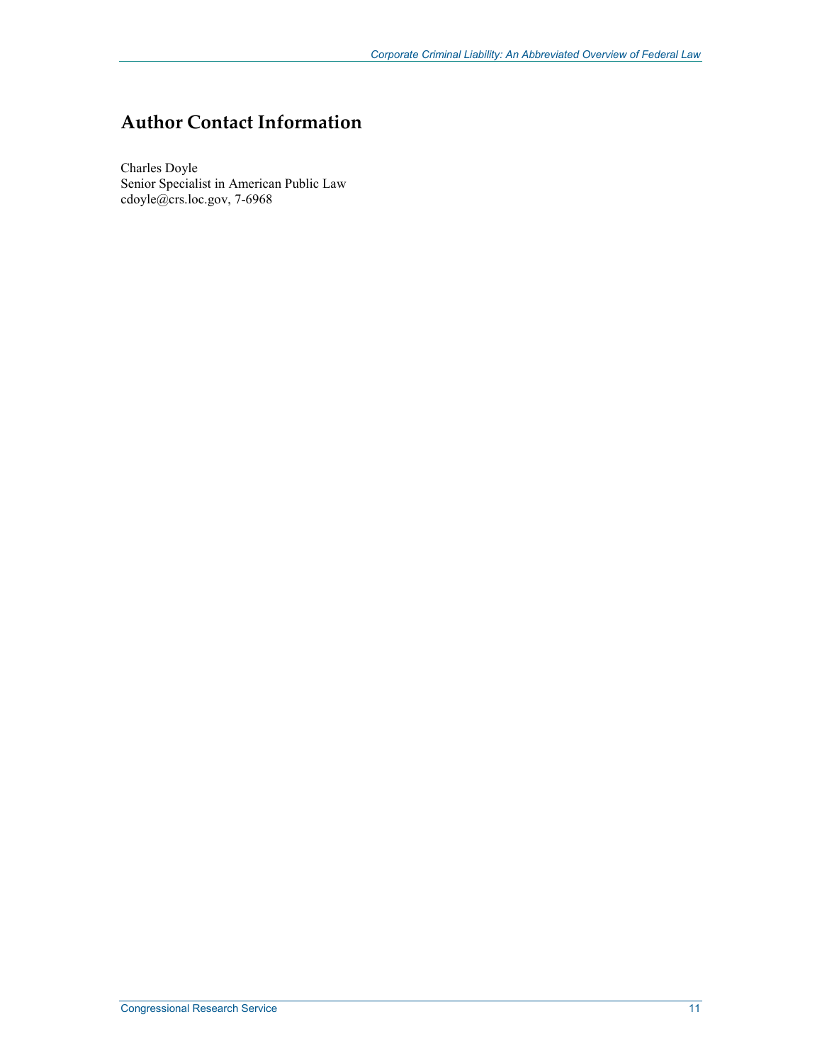## Author Contact Information

Charles Doyle
Senior Specialist in American Public Law
cdoyle@crs.loc.gov, 7-6968